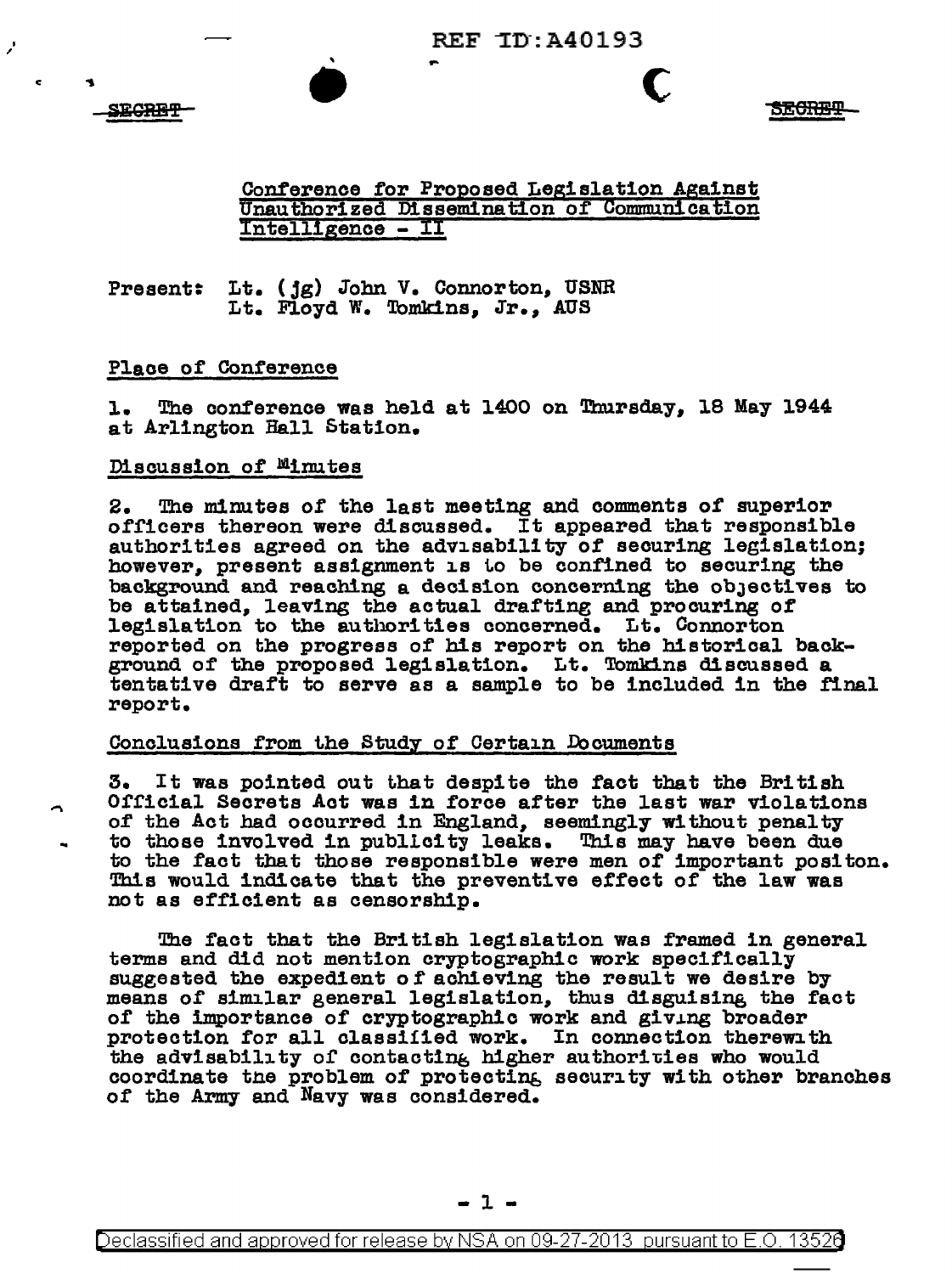REF ID:A40193

SECRET SECRET

## Conference for Proposed Legislation Against Unauthorized Dissemination of Communication Intelligence - II

Present: Lt. (jg) John V. Connorton, USNR
Lt. Floyd W. Tomkins, Jr., AUS

### Place of Conference

1. The conference was held at 1400 on Thursday, 18 May 1944 at Arlington Hall Station.

### Discussion of Minutes

2. The minutes of the last meeting and comments of superior officers thereon were discussed. It appeared that responsible authorities agreed on the advisability of securing legislation; however, present assignment is to be confined to securing the background and reaching a decision concerning the objectives to be attained, leaving the actual drafting and procuring of legislation to the authorities concerned. Lt. Connorton reported on the progress of his report on the historical background of the proposed legislation. Lt. Tomkins discussed a tentative draft to serve as a sample to be included in the final report.

### Conclusions from the Study of Certain Documents

3. It was pointed out that despite the fact that the British Official Secrets Act was in force after the last war violations of the Act had occurred in England, seemingly without penalty to those involved in publicity leaks. This may have been due to the fact that those responsible were men of important positon. This would indicate that the preventive effect of the law was not as efficient as censorship.

The fact that the British legislation was framed in general terms and did not mention cryptographic work specifically suggested the expedient of achieving the result we desire by means of similar general legislation, thus disguising the fact of the importance of cryptographic work and giving broader protection for all classified work. In connection therewith the advisability of contacting higher authorities who would coordinate the problem of protecting security with other branches of the Army and Navy was considered.

Declassified and approved for release by NSA on 09-27-2013 pursuant to E.O. 13526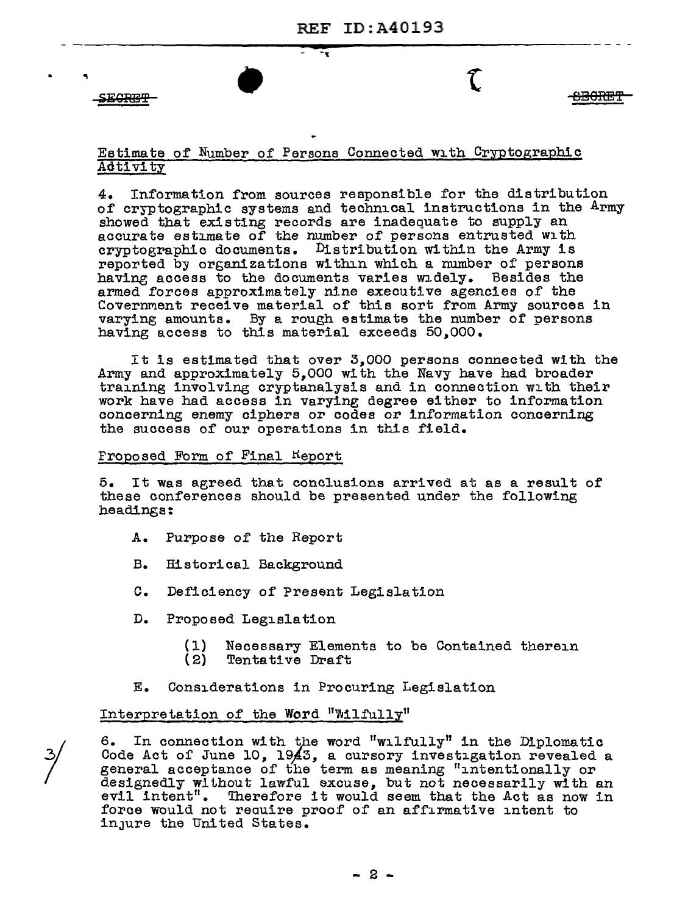SECRET SECRET

Estimate of Number of Persons Connected with Cryptographic Activity

4. Information from sources responsible for the distribution of cryptographic systems and technical instructions in the Army showed that existing records are inadequate to supply an accurate estimate of the number of persons entrusted with cryptographic documents. Distribution within the Army is reported by organizations within which a number of persons having access to the documents varies widely. Besides the armed forces approximately nine executive agencies of the Government receive material of this sort from Army sources in varying amounts. By a rough estimate the number of persons having access to this material exceeds 50,000.

It is estimated that over 3,000 persons connected with the Army and approximately 5,000 with the Navy have had broader training involving cryptanalysis and in connection with their work have had access in varying degree either to information concerning enemy ciphers or codes or information concerning the success of our operations in this field.

Proposed Form of Final Report

5. It was agreed that conclusions arrived at as a result of these conferences should be presented under the following headings:

- A. Purpose of the Report
- B. Historical Background
- C. Deficiency of Present Legislation
- D. Proposed Legislation
  - (1) Necessary Elements to be Contained therein
  - (2) Tentative Draft
- E. Considerations in Procuring Legislation

Interpretation of the Word "Wilfully"

6. In connection with the word "wilfully" in the Diplomatic Code Act of June 10, 1933, a cursory investigation revealed a general acceptance of the term as meaning "intentionally or designedly without lawful excuse, but not necessarily with an evil intent". Therefore it would seem that the Act as now in force would not require proof of an affirmative intent to injure the United States.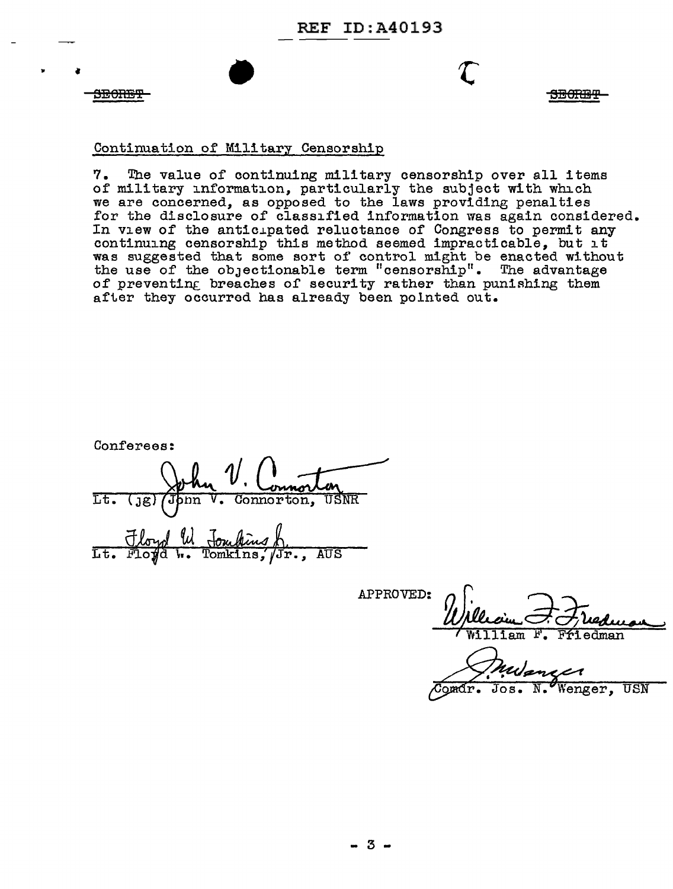REF ID:A40193

SECRET SECRET

Continuation of Military Censorship

7. The value of continuing military censorship over all items of military information, particularly the subject with which we are concerned, as opposed to the laws providing penalties for the disclosure of classified information was again considered. In view of the anticipated reluctance of Congress to permit any continuing censorship this method seemed impracticable, but it was suggested that some sort of control might be enacted without the use of the objectionable term "censorship". The advantage of preventing breaches of security rather than punishing them after they occurred has already been pointed out.

Conferees:

Lt. (jg) John V. Connorton, USNR

Lt. Floyd W. Tomkins, Jr., AUS

APPROVED:

William F. Friedman

Comdr. Jos. N. Wenger, USN